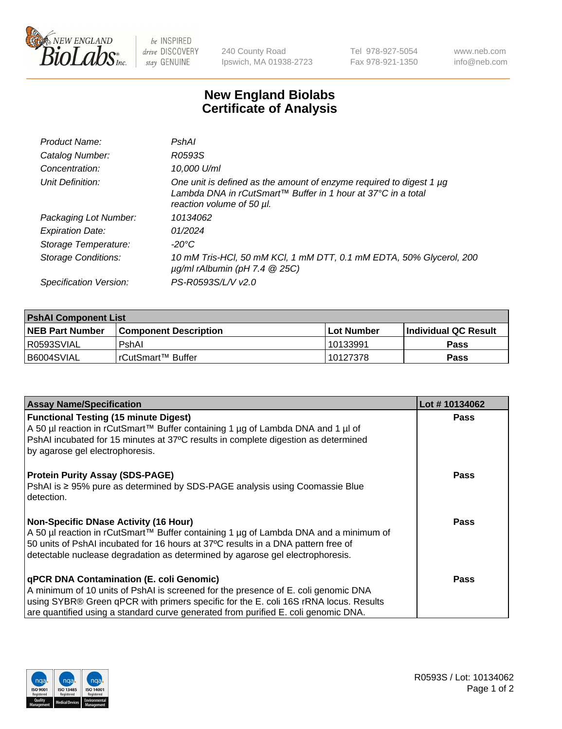NEW ENGLAND BioLabs Inc. — be INSPIRED drive DISCOVERY stay GENUINE

240 County Road
Ipswich, MA 01938-2723

Tel 978-927-5054
Fax 978-921-1350

www.neb.com
info@neb.com

# New England Biolabs Certificate of Analysis

| | |
|---|---|
| *Product Name:* | *PshAI* |
| *Catalog Number:* | *R0593S* |
| *Concentration:* | *10,000 U/ml* |
| *Unit Definition:* | *One unit is defined as the amount of enzyme required to digest 1 µg Lambda DNA in rCutSmart™ Buffer in 1 hour at 37°C in a total reaction volume of 50 µl.* |
| *Packaging Lot Number:* | *10134062* |
| *Expiration Date:* | *01/2024* |
| *Storage Temperature:* | *-20°C* |
| *Storage Conditions:* | *10 mM Tris-HCl, 50 mM KCl, 1 mM DTT, 0.1 mM EDTA, 50% Glycerol, 200 µg/ml rAlbumin (pH 7.4 @ 25C)* |
| *Specification Version:* | *PS-R0593S/L/V v2.0* |

| PshAI Component List | | | |
|---|---|---|---|
| **NEB Part Number** | **Component Description** | **Lot Number** | **Individual QC Result** |
| R0593SVIAL | PshAI | 10133991 | **Pass** |
| B6004SVIAL | rCutSmart™ Buffer | 10127378 | **Pass** |

| Assay Name/Specification | Lot # 10134062 |
|---|---|
| **Functional Testing (15 minute Digest)**<br>A 50 µl reaction in rCutSmart™ Buffer containing 1 µg of Lambda DNA and 1 µl of PshAI incubated for 15 minutes at 37ºC results in complete digestion as determined by agarose gel electrophoresis. | **Pass** |
| **Protein Purity Assay (SDS-PAGE)**<br>PshAI is ≥ 95% pure as determined by SDS-PAGE analysis using Coomassie Blue detection. | **Pass** |
| **Non-Specific DNase Activity (16 Hour)**<br>A 50 µl reaction in rCutSmart™ Buffer containing 1 µg of Lambda DNA and a minimum of 50 units of PshAI incubated for 16 hours at 37ºC results in a DNA pattern free of detectable nuclease degradation as determined by agarose gel electrophoresis. | **Pass** |
| **qPCR DNA Contamination (E. coli Genomic)**<br>A minimum of 10 units of PshAI is screened for the presence of E. coli genomic DNA using SYBR® Green qPCR with primers specific for the E. coli 16S rRNA locus. Results are quantified using a standard curve generated from purified E. coli genomic DNA. | **Pass** |

R0593S / Lot: 10134062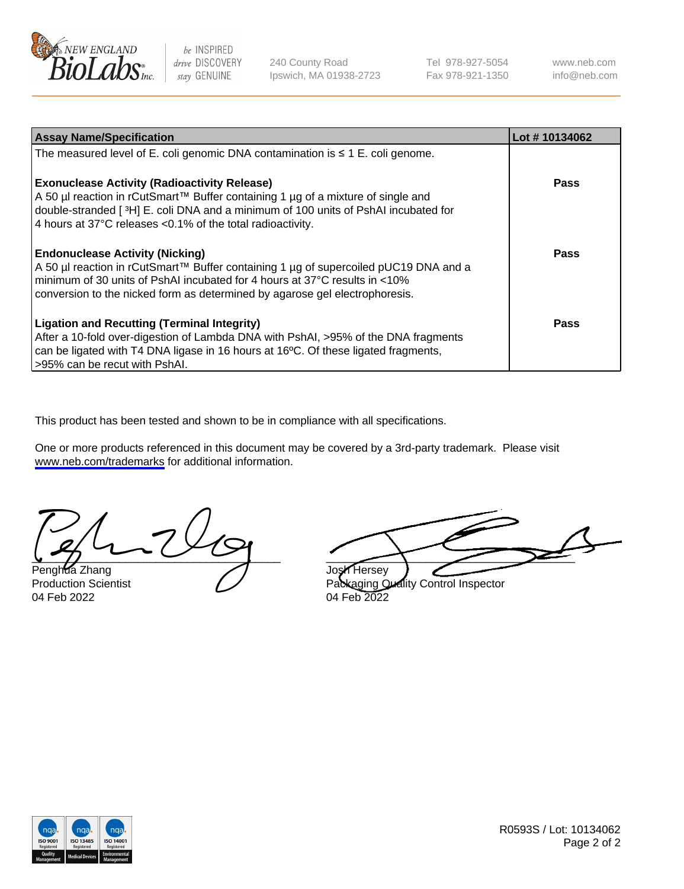NEW ENGLAND BioLabs Inc. — be INSPIRED drive DISCOVERY stay GENUINE

240 County Road
Ipswich, MA 01938-2723

Tel 978-927-5054
Fax 978-921-1350

www.neb.com
info@neb.com

| Assay Name/Specification | Lot # 10134062 |
|---|---|
| The measured level of E. coli genomic DNA contamination is ≤ 1 E. coli genome. | |
| **Exonuclease Activity (Radioactivity Release)**<br>A 50 µl reaction in rCutSmart™ Buffer containing 1 µg of a mixture of single and double-stranded [ $^3$H] E. coli DNA and a minimum of 100 units of PshAI incubated for 4 hours at 37°C releases <0.1% of the total radioactivity. | **Pass** |
| **Endonuclease Activity (Nicking)**<br>A 50 µl reaction in rCutSmart™ Buffer containing 1 µg of supercoiled pUC19 DNA and a minimum of 30 units of PshAI incubated for 4 hours at 37°C results in <10% conversion to the nicked form as determined by agarose gel electrophoresis. | **Pass** |
| **Ligation and Recutting (Terminal Integrity)**<br>After a 10-fold over-digestion of Lambda DNA with PshAI, >95% of the DNA fragments can be ligated with T4 DNA ligase in 16 hours at 16ºC. Of these ligated fragments, >95% can be recut with PshAI. | **Pass** |

This product has been tested and shown to be in compliance with all specifications.

One or more products referenced in this document may be covered by a 3rd-party trademark. Please visit www.neb.com/trademarks for additional information.

Penghua Zhang
Production Scientist
04 Feb 2022

Josh Hersey
Packaging Quality Control Inspector
04 Feb 2022

R0593S / Lot: 10134062